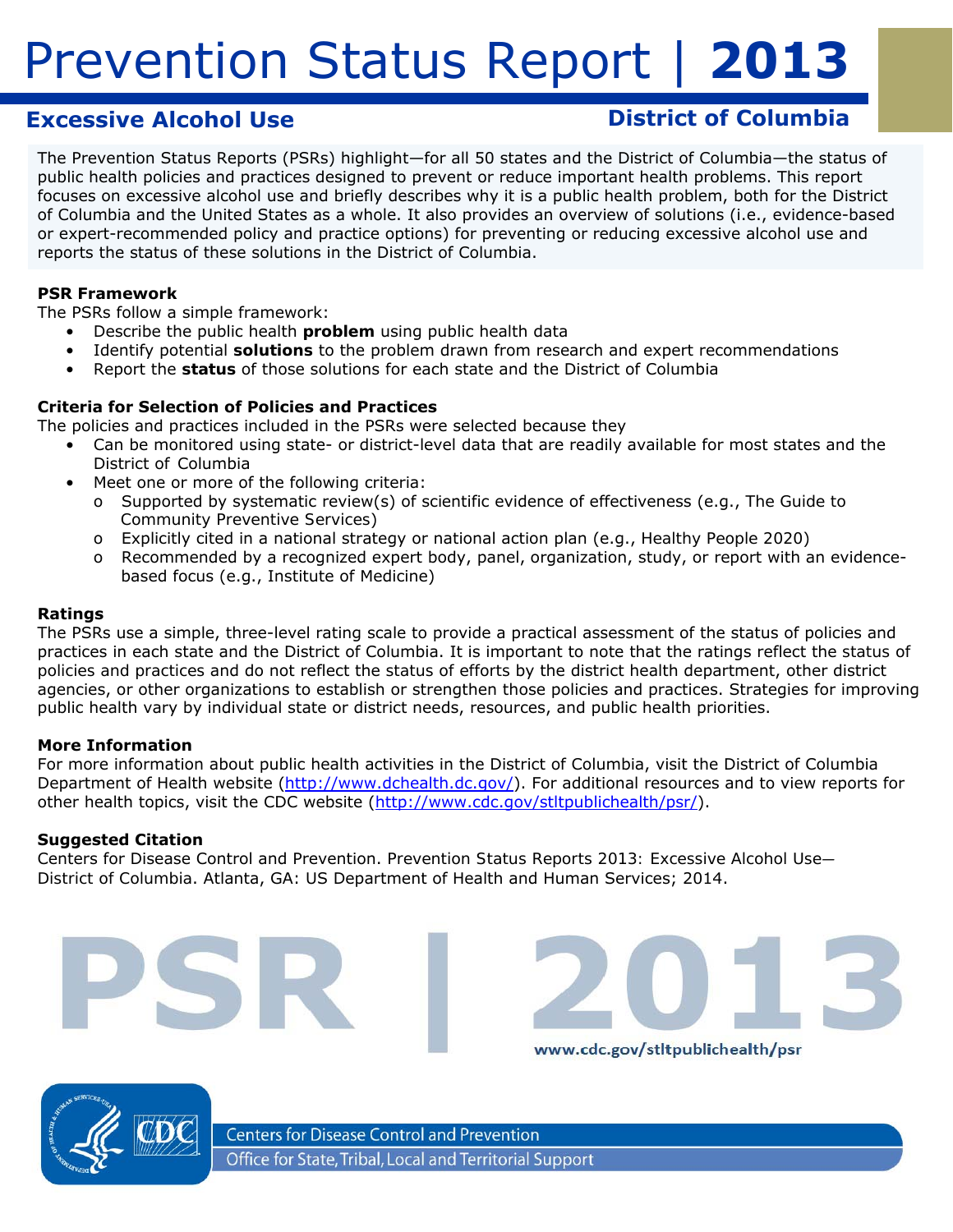# Prevention Status Report | 2013

## Excessive Alcohol Use

## District of Columbia

The Prevention Status Reports (PSRs) highlight—for all 50 states and the District of Columbia—the status of public health policies and practices designed to prevent or reduce important health problems. This report focuses on excessive alcohol use and briefly describes why it is a public health problem, both for the District of Columbia and the United States as a whole. It also provides an overview of solutions (i.e., evidence-based or expert-recommended policy and practice options) for preventing or reducing excessive alcohol use and reports the status of these solutions in the District of Columbia.

### PSR Framework

The PSRs follow a simple framework:

- Describe the public health **problem** using public health data
- Identify potential **solutions** to the problem drawn from research and expert recommendations
- Report the **status** of those solutions for each state and the District of Columbia

### Criteria for Selection of Policies and Practices

The policies and practices included in the PSRs were selected because they

- Can be monitored using state- or district-level data that are readily available for most states and the District of Columbia
- Meet one or more of the following criteria:
  - Supported by systematic review(s) of scientific evidence of effectiveness (e.g., The Guide to Community Preventive Services)
  - Explicitly cited in a national strategy or national action plan (e.g., Healthy People 2020)
  - Recommended by a recognized expert body, panel, organization, study, or report with an evidence-based focus (e.g., Institute of Medicine)

### Ratings

The PSRs use a simple, three-level rating scale to provide a practical assessment of the status of policies and practices in each state and the District of Columbia. It is important to note that the ratings reflect the status of policies and practices and do not reflect the status of efforts by the district health department, other district agencies, or other organizations to establish or strengthen those policies and practices. Strategies for improving public health vary by individual state or district needs, resources, and public health priorities.

### More Information

For more information about public health activities in the District of Columbia, visit the District of Columbia Department of Health website (http://www.dchealth.dc.gov/). For additional resources and to view reports for other health topics, visit the CDC website (http://www.cdc.gov/stltpublichealth/psr/).

### Suggested Citation

Centers for Disease Control and Prevention. Prevention Status Reports 2013: Excessive Alcohol Use—District of Columbia. Atlanta, GA: US Department of Health and Human Services; 2014.

PSR | 2013

www.cdc.gov/stltpublichealth/psr

Centers for Disease Control and Prevention

Office for State, Tribal, Local and Territorial Support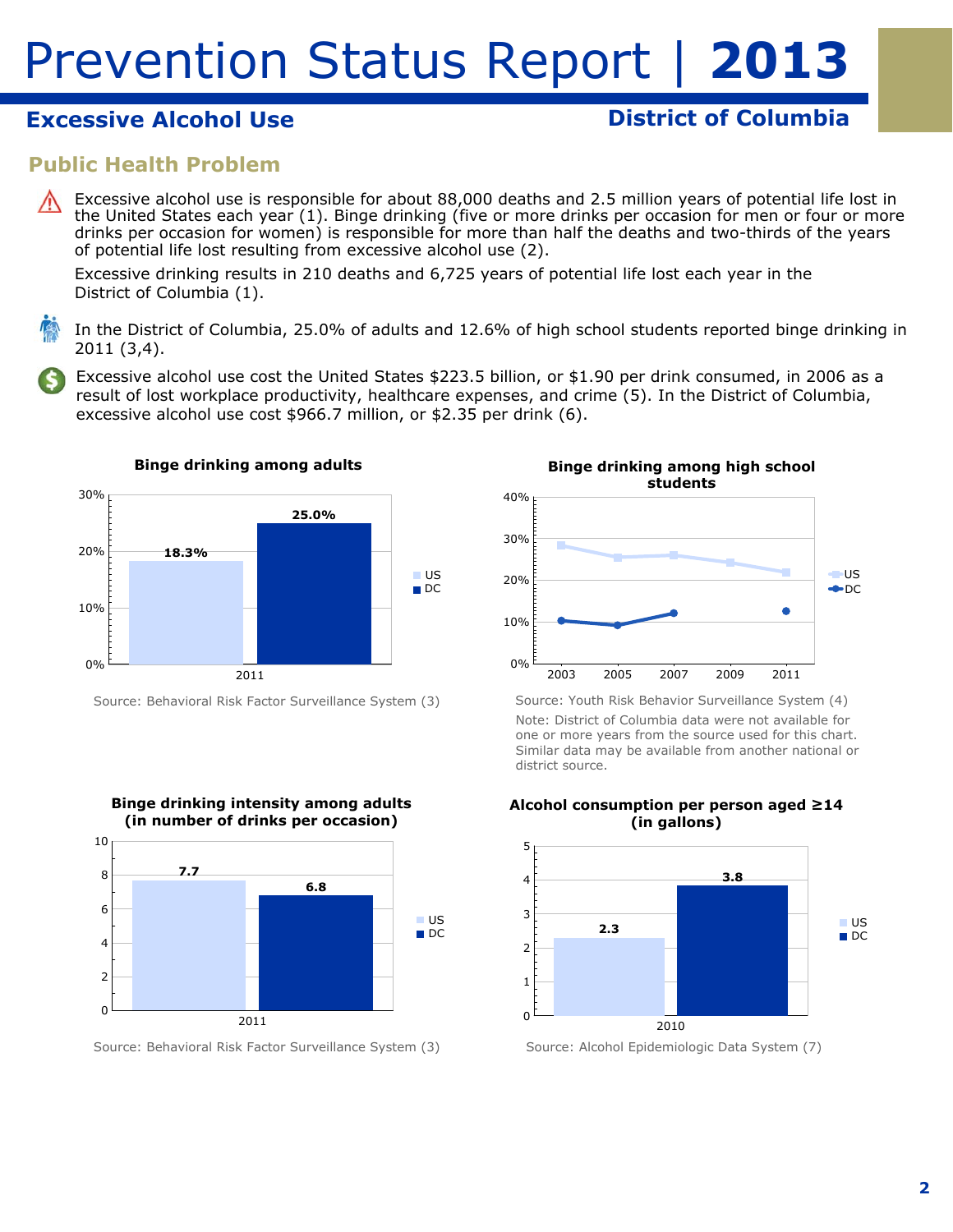# Prevention Status Report | 2013

## Excessive Alcohol Use

## District of Columbia

### Public Health Problem

Excessive alcohol use is responsible for about 88,000 deaths and 2.5 million years of potential life lost in the United States each year (1). Binge drinking (five or more drinks per occasion for men or four or more drinks per occasion for women) is responsible for more than half the deaths and two-thirds of the years of potential life lost resulting from excessive alcohol use (2).

Excessive drinking results in 210 deaths and 6,725 years of potential life lost each year in the District of Columbia (1).

In the District of Columbia, 25.0% of adults and 12.6% of high school students reported binge drinking in 2011 (3,4).

Excessive alcohol use cost the United States $223.5 billion, or $1.90 per drink consumed, in 2006 as a result of lost workplace productivity, healthcare expenses, and crime (5). In the District of Columbia, excessive alcohol use cost $966.7 million, or $2.35 per drink (6).

**Binge drinking among adults**

| | US | DC |
|---|---|---|
| 2011 | 18.3% | 25.0% |

Source: Behavioral Risk Factor Surveillance System (3)

**Binge drinking among high school students**

| Year | US | DC |
|---|---|---|
| 2003 | 28.3% | 10.3% |
| 2005 | 25.5% | 9.3% |
| 2007 | 26.0% | 12.1% |
| 2009 | 24.2% | |
| 2011 | 21.9% | 12.6% |

Source: Youth Risk Behavior Surveillance System (4)

Note: District of Columbia data were not available for one or more years from the source used for this chart. Similar data may be available from another national or district source.

**Binge drinking intensity among adults (in number of drinks per occasion)**

| | US | DC |
|---|---|---|
| 2011 | 7.7 | 6.8 |

Source: Behavioral Risk Factor Surveillance System (3)

**Alcohol consumption per person aged ≥14 (in gallons)**

| | US | DC |
|---|---|---|
| 2010 | 2.3 | 3.8 |

Source: Alcohol Epidemiologic Data System (7)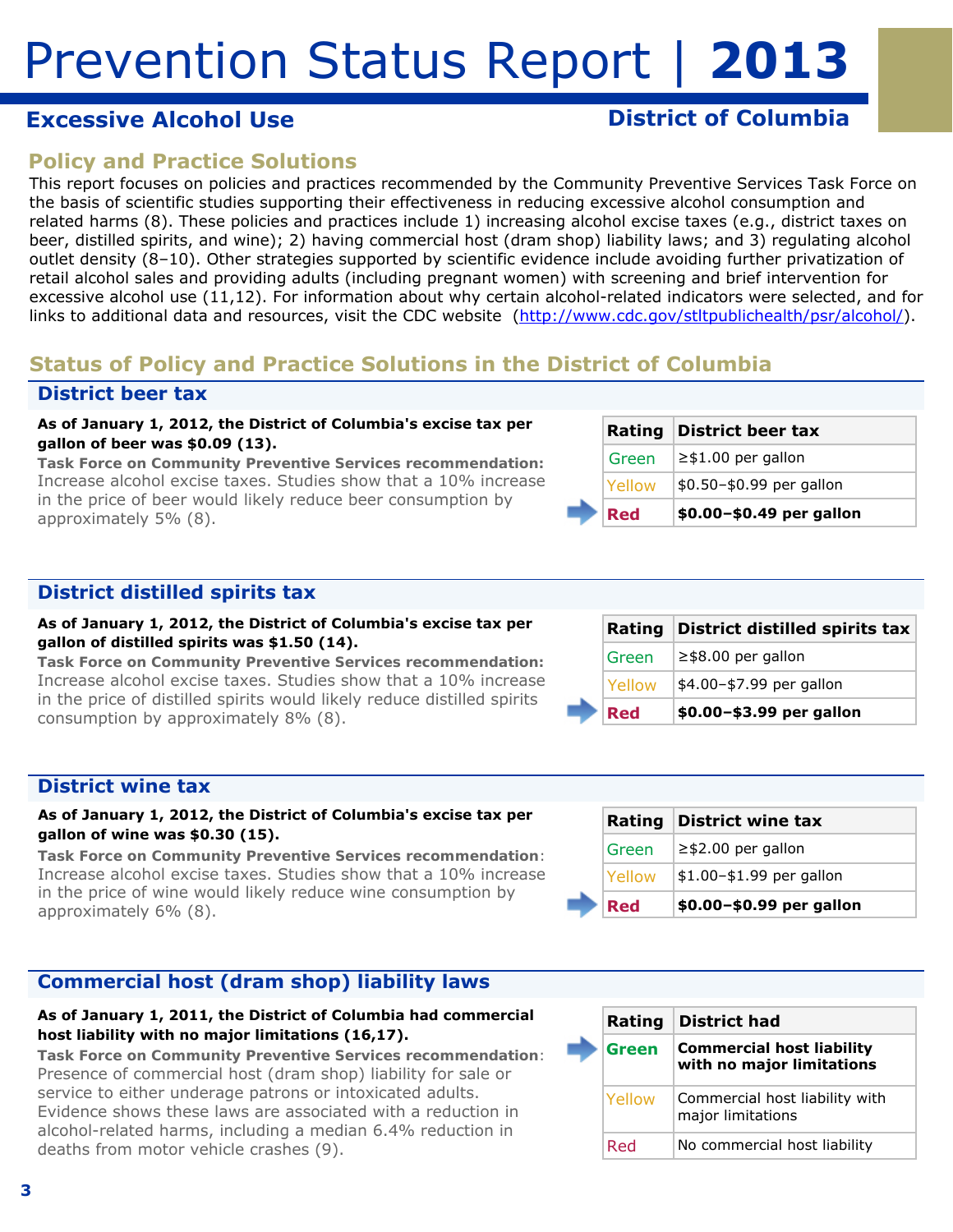# Prevention Status Report | 2013

## Excessive Alcohol Use

## District of Columbia

### Policy and Practice Solutions

This report focuses on policies and practices recommended by the Community Preventive Services Task Force on the basis of scientific studies supporting their effectiveness in reducing excessive alcohol consumption and related harms (8). These policies and practices include 1) increasing alcohol excise taxes (e.g., district taxes on beer, distilled spirits, and wine); 2) having commercial host (dram shop) liability laws; and 3) regulating alcohol outlet density (8–10). Other strategies supported by scientific evidence include avoiding further privatization of retail alcohol sales and providing adults (including pregnant women) with screening and brief intervention for excessive alcohol use (11,12). For information about why certain alcohol-related indicators were selected, and for links to additional data and resources, visit the CDC website (http://www.cdc.gov/stltpublichealth/psr/alcohol/).

### Status of Policy and Practice Solutions in the District of Columbia

#### District beer tax

**As of January 1, 2012, the District of Columbia's excise tax per gallon of beer was $0.09 (13).**

**Task Force on Community Preventive Services recommendation:** Increase alcohol excise taxes. Studies show that a 10% increase in the price of beer would likely reduce beer consumption by approximately 5% (8).

| Rating | District beer tax |
|---|---|
| Green | ≥$1.00 per gallon |
| Yellow | $0.50–$0.99 per gallon |
| ➡ **Red** | **$0.00–$0.49 per gallon** |

#### District distilled spirits tax

**As of January 1, 2012, the District of Columbia's excise tax per gallon of distilled spirits was $1.50 (14).**

**Task Force on Community Preventive Services recommendation:** Increase alcohol excise taxes. Studies show that a 10% increase in the price of distilled spirits would likely reduce distilled spirits consumption by approximately 8% (8).

| Rating | District distilled spirits tax |
|---|---|
| Green | ≥$8.00 per gallon |
| Yellow | $4.00–$7.99 per gallon |
| ➡ **Red** | **$0.00–$3.99 per gallon** |

#### District wine tax

**As of January 1, 2012, the District of Columbia's excise tax per gallon of wine was $0.30 (15).**

**Task Force on Community Preventive Services recommendation**: Increase alcohol excise taxes. Studies show that a 10% increase in the price of wine would likely reduce wine consumption by approximately 6% (8).

| Rating | District wine tax |
|---|---|
| Green | ≥$2.00 per gallon |
| Yellow | $1.00–$1.99 per gallon |
| ➡ **Red** | **$0.00–$0.99 per gallon** |

#### Commercial host (dram shop) liability laws

**As of January 1, 2011, the District of Columbia had commercial host liability with no major limitations (16,17).**

**Task Force on Community Preventive Services recommendation**: Presence of commercial host (dram shop) liability for sale or service to either underage patrons or intoxicated adults. Evidence shows these laws are associated with a reduction in alcohol-related harms, including a median 6.4% reduction in deaths from motor vehicle crashes (9).

| Rating | District had |
|---|---|
| ➡ **Green** | **Commercial host liability with no major limitations** |
| Yellow | Commercial host liability with major limitations |
| Red | No commercial host liability |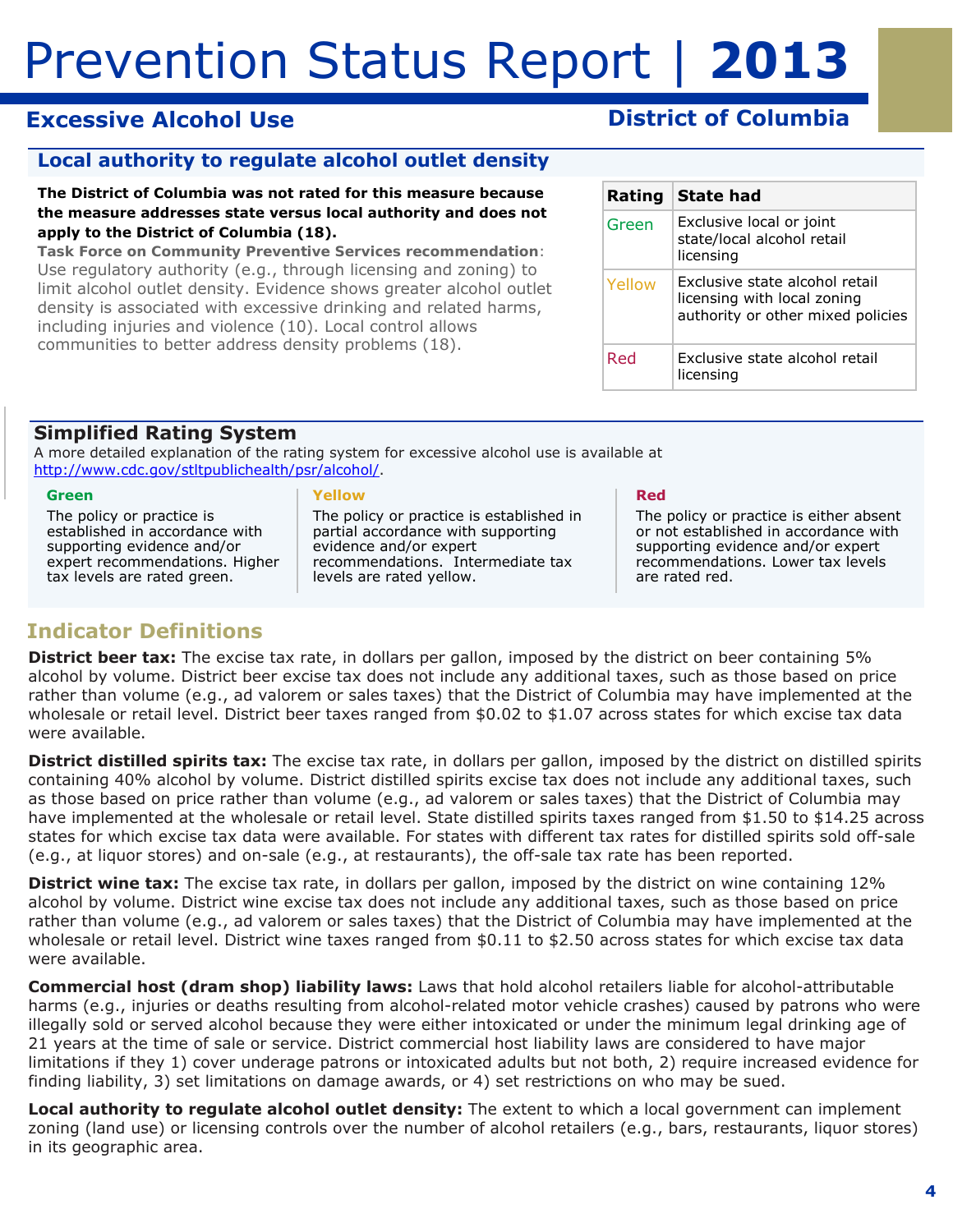# Prevention Status Report | 2013

## Excessive Alcohol Use

## District of Columbia

### Local authority to regulate alcohol outlet density

**The District of Columbia was not rated for this measure because the measure addresses state versus local authority and does not apply to the District of Columbia (18).**

**Task Force on Community Preventive Services recommendation**: Use regulatory authority (e.g., through licensing and zoning) to limit alcohol outlet density. Evidence shows greater alcohol outlet density is associated with excessive drinking and related harms, including injuries and violence (10). Local control allows communities to better address density problems (18).

| Rating | State had |
|---|---|
| Green | Exclusive local or joint state/local alcohol retail licensing |
| Yellow | Exclusive state alcohol retail licensing with local zoning authority or other mixed policies |
| Red | Exclusive state alcohol retail licensing |

### Simplified Rating System

A more detailed explanation of the rating system for excessive alcohol use is available at http://www.cdc.gov/stltpublichealth/psr/alcohol/.

**Green**
The policy or practice is established in accordance with supporting evidence and/or expert recommendations. Higher tax levels are rated green.

**Yellow**
The policy or practice is established in partial accordance with supporting evidence and/or expert recommendations. Intermediate tax levels are rated yellow.

**Red**
The policy or practice is either absent or not established in accordance with supporting evidence and/or expert recommendations. Lower tax levels are rated red.

## Indicator Definitions

**District beer tax:** The excise tax rate, in dollars per gallon, imposed by the district on beer containing 5% alcohol by volume. District beer excise tax does not include any additional taxes, such as those based on price rather than volume (e.g., ad valorem or sales taxes) that the District of Columbia may have implemented at the wholesale or retail level. District beer taxes ranged from $0.02 to $1.07 across states for which excise tax data were available.

**District distilled spirits tax:** The excise tax rate, in dollars per gallon, imposed by the district on distilled spirits containing 40% alcohol by volume. District distilled spirits excise tax does not include any additional taxes, such as those based on price rather than volume (e.g., ad valorem or sales taxes) that the District of Columbia may have implemented at the wholesale or retail level. State distilled spirits taxes ranged from $1.50 to $14.25 across states for which excise tax data were available. For states with different tax rates for distilled spirits sold off-sale (e.g., at liquor stores) and on-sale (e.g., at restaurants), the off-sale tax rate has been reported.

**District wine tax:** The excise tax rate, in dollars per gallon, imposed by the district on wine containing 12% alcohol by volume. District wine excise tax does not include any additional taxes, such as those based on price rather than volume (e.g., ad valorem or sales taxes) that the District of Columbia may have implemented at the wholesale or retail level. District wine taxes ranged from $0.11 to $2.50 across states for which excise tax data were available.

**Commercial host (dram shop) liability laws:** Laws that hold alcohol retailers liable for alcohol-attributable harms (e.g., injuries or deaths resulting from alcohol-related motor vehicle crashes) caused by patrons who were illegally sold or served alcohol because they were either intoxicated or under the minimum legal drinking age of 21 years at the time of sale or service. District commercial host liability laws are considered to have major limitations if they 1) cover underage patrons or intoxicated adults but not both, 2) require increased evidence for finding liability, 3) set limitations on damage awards, or 4) set restrictions on who may be sued.

**Local authority to regulate alcohol outlet density:** The extent to which a local government can implement zoning (land use) or licensing controls over the number of alcohol retailers (e.g., bars, restaurants, liquor stores) in its geographic area.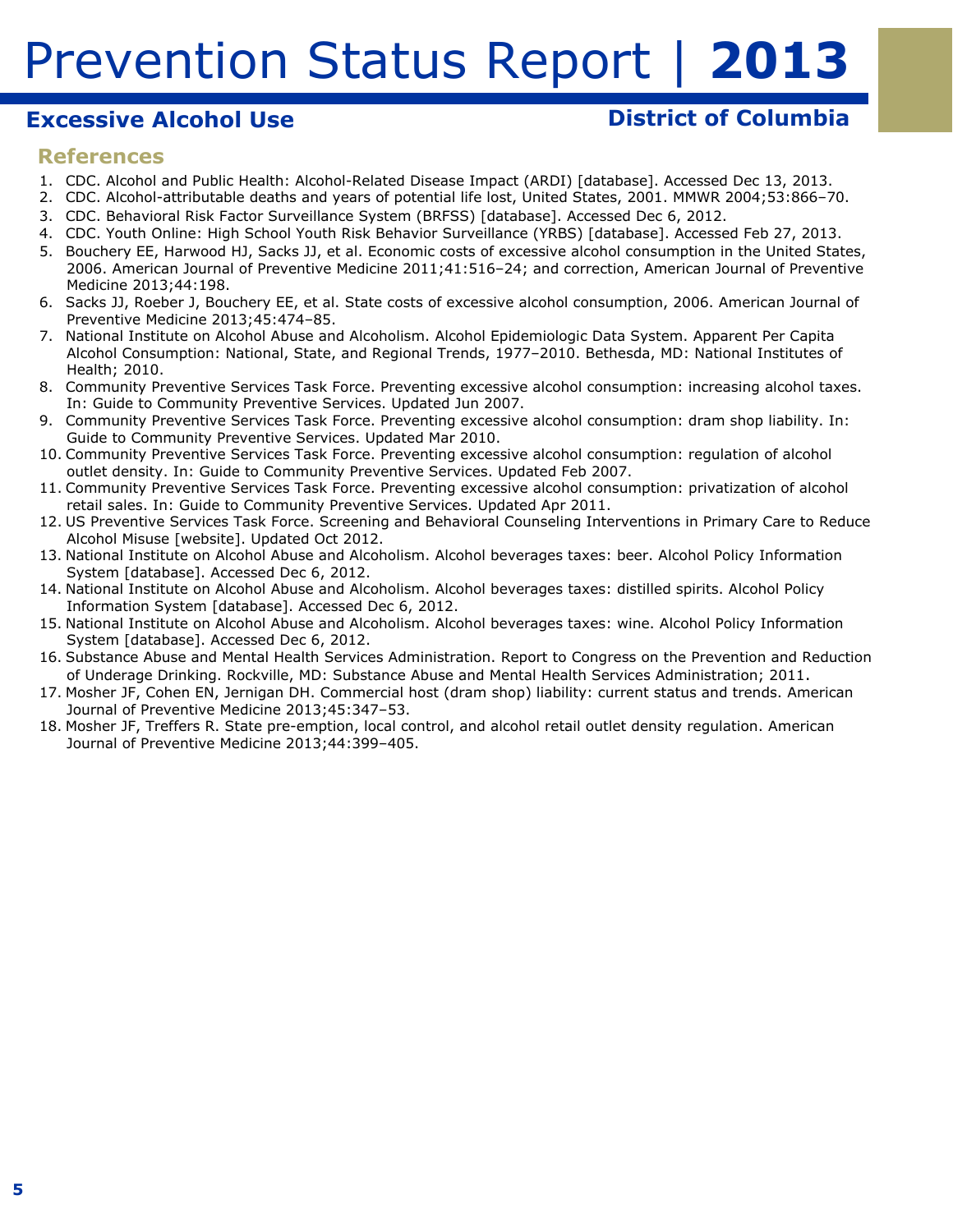# Prevention Status Report | 2013

## Excessive Alcohol Use

## District of Columbia

### References

1. CDC. Alcohol and Public Health: Alcohol-Related Disease Impact (ARDI) [database]. Accessed Dec 13, 2013.
2. CDC. Alcohol-attributable deaths and years of potential life lost, United States, 2001. MMWR 2004;53:866–70.
3. CDC. Behavioral Risk Factor Surveillance System (BRFSS) [database]. Accessed Dec 6, 2012.
4. CDC. Youth Online: High School Youth Risk Behavior Surveillance (YRBS) [database]. Accessed Feb 27, 2013.
5. Bouchery EE, Harwood HJ, Sacks JJ, et al. Economic costs of excessive alcohol consumption in the United States, 2006. American Journal of Preventive Medicine 2011;41:516–24; and correction, American Journal of Preventive Medicine 2013;44:198.
6. Sacks JJ, Roeber J, Bouchery EE, et al. State costs of excessive alcohol consumption, 2006. American Journal of Preventive Medicine 2013;45:474–85.
7. National Institute on Alcohol Abuse and Alcoholism. Alcohol Epidemiologic Data System. Apparent Per Capita Alcohol Consumption: National, State, and Regional Trends, 1977–2010. Bethesda, MD: National Institutes of Health; 2010.
8. Community Preventive Services Task Force. Preventing excessive alcohol consumption: increasing alcohol taxes. In: Guide to Community Preventive Services. Updated Jun 2007.
9. Community Preventive Services Task Force. Preventing excessive alcohol consumption: dram shop liability. In: Guide to Community Preventive Services. Updated Mar 2010.
10. Community Preventive Services Task Force. Preventing excessive alcohol consumption: regulation of alcohol outlet density. In: Guide to Community Preventive Services. Updated Feb 2007.
11. Community Preventive Services Task Force. Preventing excessive alcohol consumption: privatization of alcohol retail sales. In: Guide to Community Preventive Services. Updated Apr 2011.
12. US Preventive Services Task Force. Screening and Behavioral Counseling Interventions in Primary Care to Reduce Alcohol Misuse [website]. Updated Oct 2012.
13. National Institute on Alcohol Abuse and Alcoholism. Alcohol beverages taxes: beer. Alcohol Policy Information System [database]. Accessed Dec 6, 2012.
14. National Institute on Alcohol Abuse and Alcoholism. Alcohol beverages taxes: distilled spirits. Alcohol Policy Information System [database]. Accessed Dec 6, 2012.
15. National Institute on Alcohol Abuse and Alcoholism. Alcohol beverages taxes: wine. Alcohol Policy Information System [database]. Accessed Dec 6, 2012.
16. Substance Abuse and Mental Health Services Administration. Report to Congress on the Prevention and Reduction of Underage Drinking. Rockville, MD: Substance Abuse and Mental Health Services Administration; 2011.
17. Mosher JF, Cohen EN, Jernigan DH. Commercial host (dram shop) liability: current status and trends. American Journal of Preventive Medicine 2013;45:347–53.
18. Mosher JF, Treffers R. State pre-emption, local control, and alcohol retail outlet density regulation. American Journal of Preventive Medicine 2013;44:399–405.